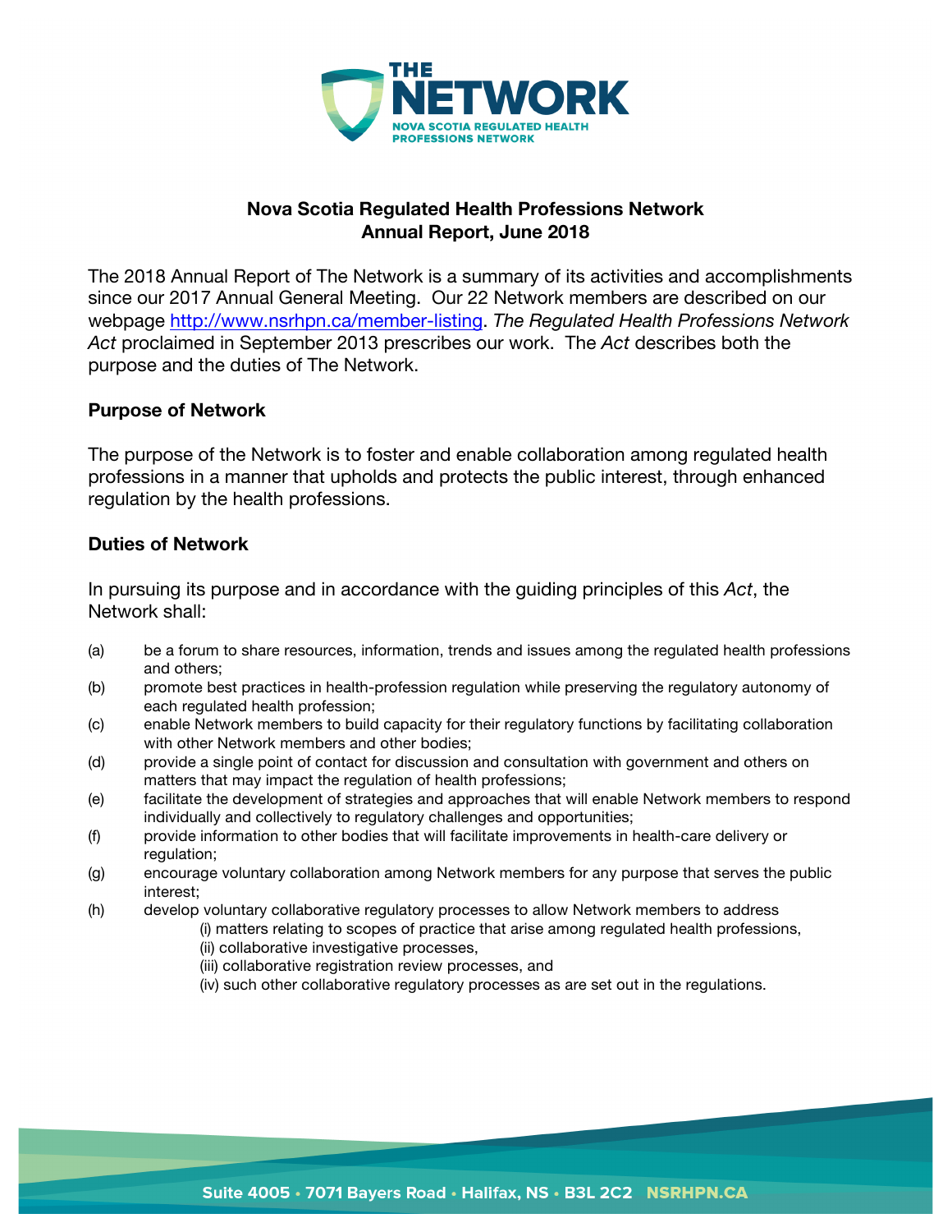# Nova Scotia Regulated Health Professions Network
## Annual Report, June 2018

The 2018 Annual Report of The Network is a summary of its activities and accomplishments since our 2017 Annual General Meeting. Our 22 Network members are described on our webpage [http://www.nsrhpn.ca/member-listing](http://www.nsrhpn.ca/member-listing). *The Regulated Health Professions Network Act* proclaimed in September 2013 prescribes our work. The *Act* describes both the purpose and the duties of The Network.

### Purpose of Network

The purpose of the Network is to foster and enable collaboration among regulated health professions in a manner that upholds and protects the public interest, through enhanced regulation by the health professions.

### Duties of Network

In pursuing its purpose and in accordance with the guiding principles of this *Act*, the Network shall:

(a) be a forum to share resources, information, trends and issues among the regulated health professions and others;

(b) promote best practices in health-profession regulation while preserving the regulatory autonomy of each regulated health profession;

(c) enable Network members to build capacity for their regulatory functions by facilitating collaboration with other Network members and other bodies;

(d) provide a single point of contact for discussion and consultation with government and others on matters that may impact the regulation of health professions;

(e) facilitate the development of strategies and approaches that will enable Network members to respond individually and collectively to regulatory challenges and opportunities;

(f) provide information to other bodies that will facilitate improvements in health-care delivery or regulation;

(g) encourage voluntary collaboration among Network members for any purpose that serves the public interest;

(h) develop voluntary collaborative regulatory processes to allow Network members to address

   (i) matters relating to scopes of practice that arise among regulated health professions,

   (ii) collaborative investigative processes,

   (iii) collaborative registration review processes, and

   (iv) such other collaborative regulatory processes as are set out in the regulations.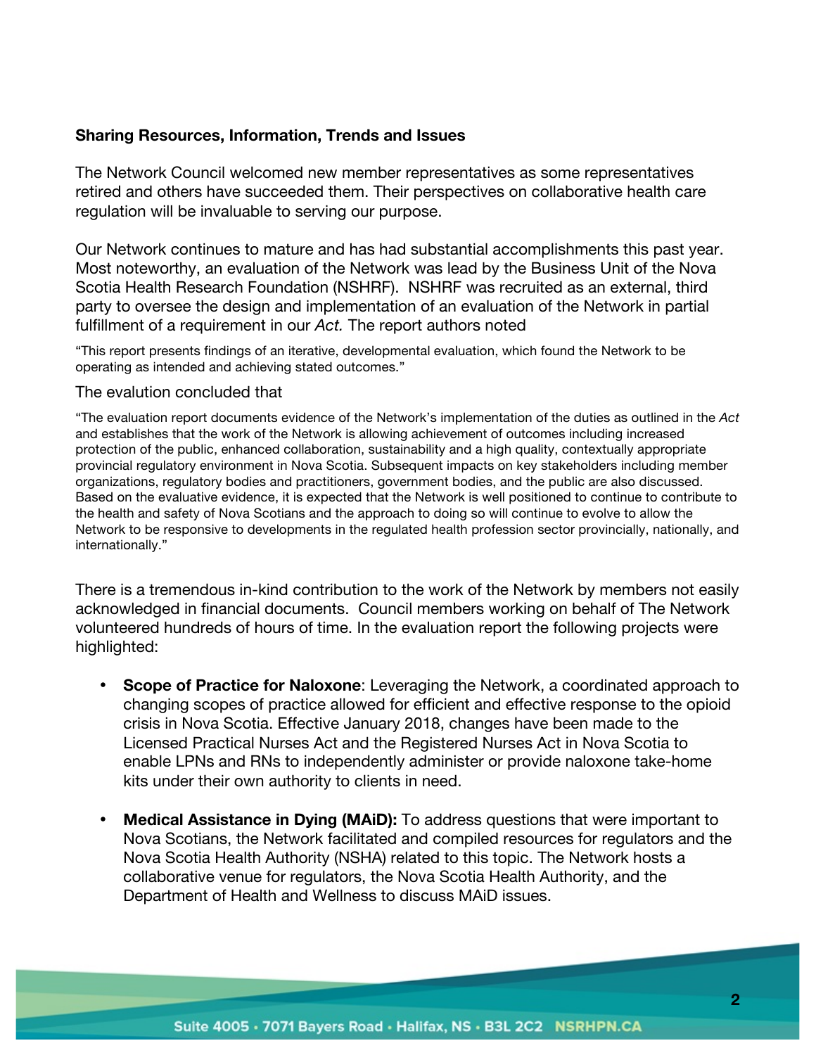**Sharing Resources, Information, Trends and Issues**

The Network Council welcomed new member representatives as some representatives retired and others have succeeded them. Their perspectives on collaborative health care regulation will be invaluable to serving our purpose.

Our Network continues to mature and has had substantial accomplishments this past year. Most noteworthy, an evaluation of the Network was lead by the Business Unit of the Nova Scotia Health Research Foundation (NSHRF). NSHRF was recruited as an external, third party to oversee the design and implementation of an evaluation of the Network in partial fulfillment of a requirement in our *Act.* The report authors noted

"This report presents findings of an iterative, developmental evaluation, which found the Network to be operating as intended and achieving stated outcomes."

The evalution concluded that

"The evaluation report documents evidence of the Network's implementation of the duties as outlined in the *Act* and establishes that the work of the Network is allowing achievement of outcomes including increased protection of the public, enhanced collaboration, sustainability and a high quality, contextually appropriate provincial regulatory environment in Nova Scotia. Subsequent impacts on key stakeholders including member organizations, regulatory bodies and practitioners, government bodies, and the public are also discussed. Based on the evaluative evidence, it is expected that the Network is well positioned to continue to contribute to the health and safety of Nova Scotians and the approach to doing so will continue to evolve to allow the Network to be responsive to developments in the regulated health profession sector provincially, nationally, and internationally."

There is a tremendous in-kind contribution to the work of the Network by members not easily acknowledged in financial documents. Council members working on behalf of The Network volunteered hundreds of hours of time. In the evaluation report the following projects were highlighted:

- **Scope of Practice for Naloxone**: Leveraging the Network, a coordinated approach to changing scopes of practice allowed for efficient and effective response to the opioid crisis in Nova Scotia. Effective January 2018, changes have been made to the Licensed Practical Nurses Act and the Registered Nurses Act in Nova Scotia to enable LPNs and RNs to independently administer or provide naloxone take-home kits under their own authority to clients in need.

- **Medical Assistance in Dying (MAiD):** To address questions that were important to Nova Scotians, the Network facilitated and compiled resources for regulators and the Nova Scotia Health Authority (NSHA) related to this topic. The Network hosts a collaborative venue for regulators, the Nova Scotia Health Authority, and the Department of Health and Wellness to discuss MAiD issues.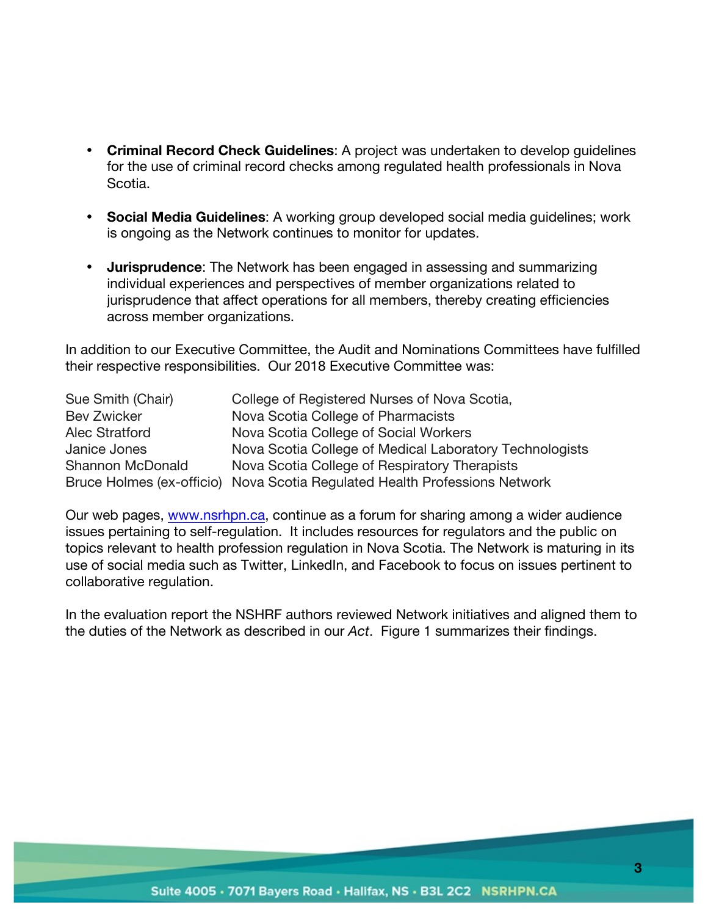- **Criminal Record Check Guidelines**: A project was undertaken to develop guidelines for the use of criminal record checks among regulated health professionals in Nova Scotia.

- **Social Media Guidelines**: A working group developed social media guidelines; work is ongoing as the Network continues to monitor for updates.

- **Jurisprudence**: The Network has been engaged in assessing and summarizing individual experiences and perspectives of member organizations related to jurisprudence that affect operations for all members, thereby creating efficiencies across member organizations.

In addition to our Executive Committee, the Audit and Nominations Committees have fulfilled their respective responsibilities. Our 2018 Executive Committee was:

| | |
|---|---|
| Sue Smith (Chair) | College of Registered Nurses of Nova Scotia, |
| Bev Zwicker | Nova Scotia College of Pharmacists |
| Alec Stratford | Nova Scotia College of Social Workers |
| Janice Jones | Nova Scotia College of Medical Laboratory Technologists |
| Shannon McDonald | Nova Scotia College of Respiratory Therapists |
| Bruce Holmes (ex-officio) | Nova Scotia Regulated Health Professions Network |

Our web pages, [www.nsrhpn.ca](http://www.nsrhpn.ca), continue as a forum for sharing among a wider audience issues pertaining to self-regulation. It includes resources for regulators and the public on topics relevant to health profession regulation in Nova Scotia. The Network is maturing in its use of social media such as Twitter, LinkedIn, and Facebook to focus on issues pertinent to collaborative regulation.

In the evaluation report the NSHRF authors reviewed Network initiatives and aligned them to the duties of the Network as described in our *Act*. Figure 1 summarizes their findings.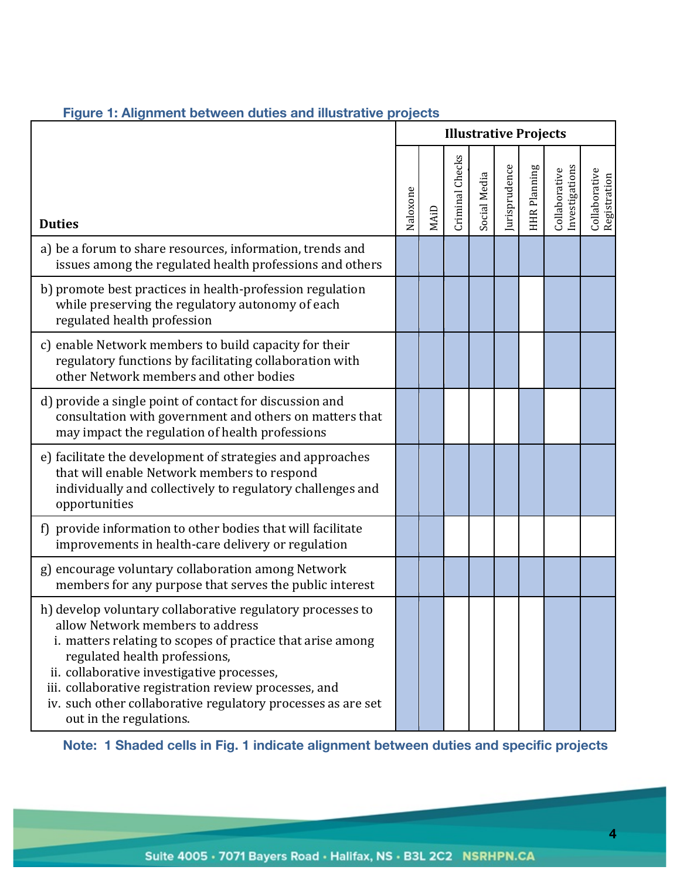**Figure 1: Alignment between duties and illustrative projects**

| Duties | Naloxone | MAiD | Criminal Checks | Social Media | Jurisprudence | HHR Planning | Collaborative Investigations | Collaborative Registration |
|---|---|---|---|---|---|---|---|---|
| a) be a forum to share resources, information, trends and issues among the regulated health professions and others | ■ | ■ | ■ | ■ | ■ | ■ | ■ | ■ |
| b) promote best practices in health-profession regulation while preserving the regulatory autonomy of each regulated health profession | ■ | ■ | ■ | ■ | ■ | | ■ | ■ |
| c) enable Network members to build capacity for their regulatory functions by facilitating collaboration with other Network members and other bodies | ■ | ■ | ■ | ■ | ■ | | ■ | ■ |
| d) provide a single point of contact for discussion and consultation with government and others on matters that may impact the regulation of health professions | ■ | ■ | | | | ■ | | ■ |
| e) facilitate the development of strategies and approaches that will enable Network members to respond individually and collectively to regulatory challenges and opportunities | ■ | ■ | ■ | ■ | ■ | ■ | ■ | ■ |
| f) provide information to other bodies that will facilitate improvements in health-care delivery or regulation | ■ | ■ | | | | | | |
| g) encourage voluntary collaboration among Network members for any purpose that serves the public interest | ■ | ■ | ■ | ■ | ■ | ■ | ■ | ■ |
| h) develop voluntary collaborative regulatory processes to allow Network members to address i. matters relating to scopes of practice that arise among regulated health professions, ii. collaborative investigative processes, iii. collaborative registration review processes, and iv. such other collaborative regulatory processes as are set out in the regulations. | ■ | ■ | | | | | ■ | ■ |

**Note: 1 Shaded cells in Fig. 1 indicate alignment between duties and specific projects**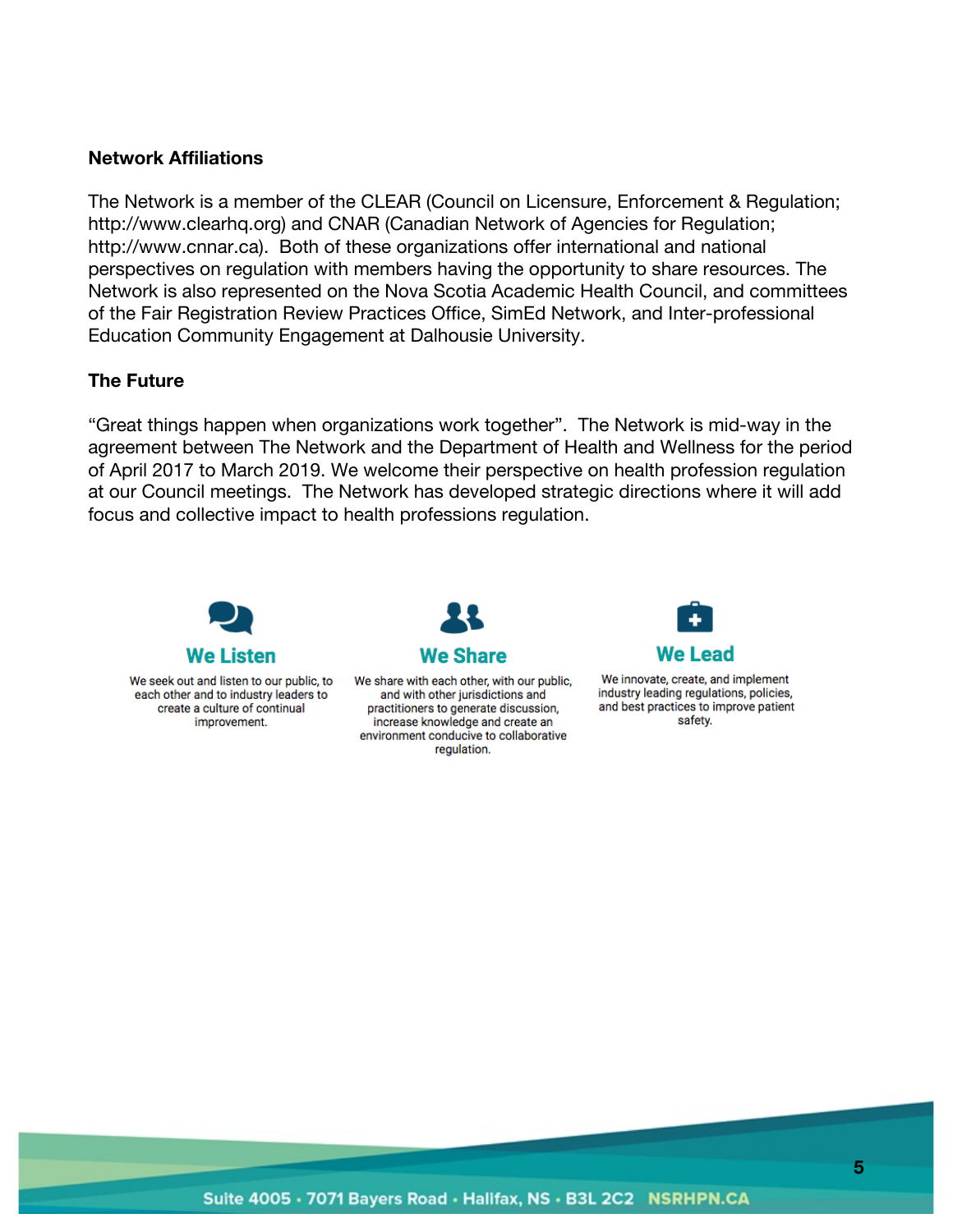**Network Affiliations**

The Network is a member of the CLEAR (Council on Licensure, Enforcement & Regulation; http://www.clearhq.org) and CNAR (Canadian Network of Agencies for Regulation; http://www.cnnar.ca). Both of these organizations offer international and national perspectives on regulation with members having the opportunity to share resources. The Network is also represented on the Nova Scotia Academic Health Council, and committees of the Fair Registration Review Practices Office, SimEd Network, and Inter-professional Education Community Engagement at Dalhousie University.

**The Future**

"Great things happen when organizations work together". The Network is mid-way in the agreement between The Network and the Department of Health and Wellness for the period of April 2017 to March 2019. We welcome their perspective on health profession regulation at our Council meetings. The Network has developed strategic directions where it will add focus and collective impact to health professions regulation.

### We Listen

We seek out and listen to our public, to each other and to industry leaders to create a culture of continual improvement.

### We Share

We share with each other, with our public, and with other jurisdictions and practitioners to generate discussion, increase knowledge and create an environment conducive to collaborative regulation.

### We Lead

We innovate, create, and implement industry leading regulations, policies, and best practices to improve patient safety.